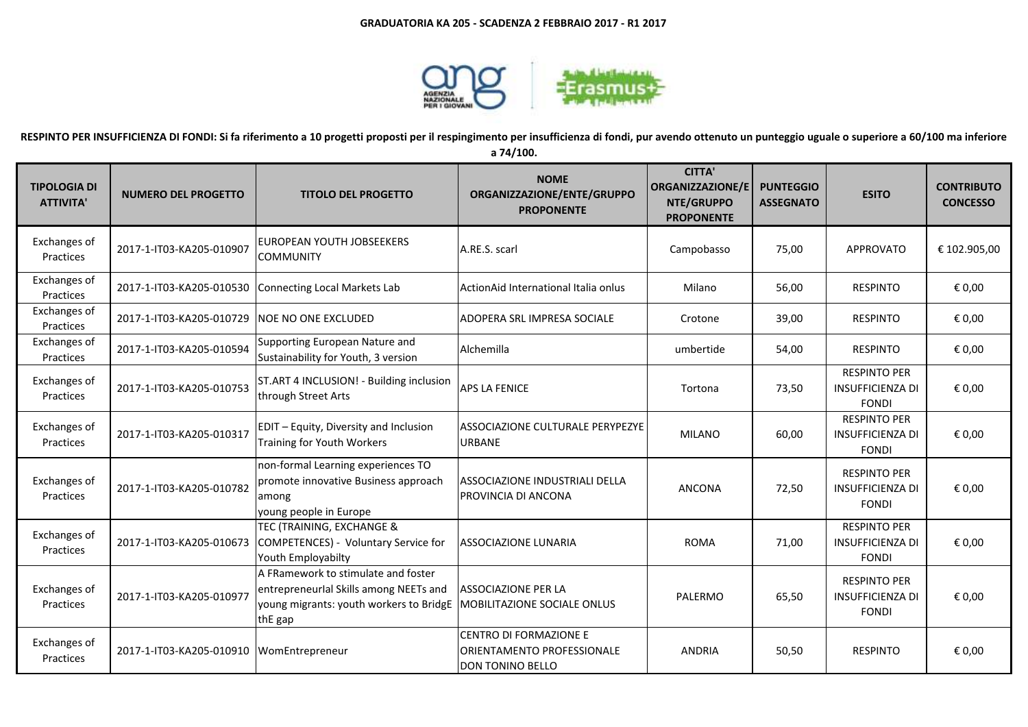**GRADUATORIA KA 205 - SCADENZA 2 FEBBRAIO 2017 - R1 2017**

**RESPINTO PER INSUFFICIENZA DI FONDI: Si fa riferimento a 10 progetti proposti per il respingimento per insufficienza di fondi, pur avendo ottenuto un punteggio uguale o superiore a 60/100 ma inferiore a 74/100.**

| TIPOLOGIA DI ATTIVITA' | NUMERO DEL PROGETTO | TITOLO DEL PROGETTO | NOME ORGANIZZAZIONE/ENTE/GRUPPO PROPONENTE | CITTA' ORGANIZZAZIONE/ENTE/GRUPPO PROPONENTE | PUNTEGGIO ASSEGNATO | ESITO | CONTRIBUTO CONCESSO |
|---|---|---|---|---|---|---|---|
| Exchanges of Practices | 2017-1-IT03-KA205-010907 | EUROPEAN YOUTH JOBSEEKERS COMMUNITY | A.RE.S. scarl | Campobasso | 75,00 | APPROVATO | € 102.905,00 |
| Exchanges of Practices | 2017-1-IT03-KA205-010530 | Connecting Local Markets Lab | ActionAid International Italia onlus | Milano | 56,00 | RESPINTO | € 0,00 |
| Exchanges of Practices | 2017-1-IT03-KA205-010729 | NOE NO ONE EXCLUDED | ADOPERA SRL IMPRESA SOCIALE | Crotone | 39,00 | RESPINTO | € 0,00 |
| Exchanges of Practices | 2017-1-IT03-KA205-010594 | Supporting European Nature and Sustainability for Youth, 3 version | Alchemilla | umbertide | 54,00 | RESPINTO | € 0,00 |
| Exchanges of Practices | 2017-1-IT03-KA205-010753 | ST.ART 4 INCLUSION! - Building inclusion through Street Arts | APS LA FENICE | Tortona | 73,50 | RESPINTO PER INSUFFICIENZA DI FONDI | € 0,00 |
| Exchanges of Practices | 2017-1-IT03-KA205-010317 | EDIT – Equity, Diversity and Inclusion Training for Youth Workers | ASSOCIAZIONE CULTURALE PERYPEZYE URBANE | MILANO | 60,00 | RESPINTO PER INSUFFICIENZA DI FONDI | € 0,00 |
| Exchanges of Practices | 2017-1-IT03-KA205-010782 | non-formal Learning experiences TO promote innovative Business approach among young people in Europe | ASSOCIAZIONE INDUSTRIALI DELLA PROVINCIA DI ANCONA | ANCONA | 72,50 | RESPINTO PER INSUFFICIENZA DI FONDI | € 0,00 |
| Exchanges of Practices | 2017-1-IT03-KA205-010673 | TEC (TRAINING, EXCHANGE & COMPETENCES) - Voluntary Service for Youth Employabilty | ASSOCIAZIONE LUNARIA | ROMA | 71,00 | RESPINTO PER INSUFFICIENZA DI FONDI | € 0,00 |
| Exchanges of Practices | 2017-1-IT03-KA205-010977 | A FRamework to stimulate and foster entrepreneurlal Skills among NEETs and young migrants: youth workers to BridgE thE gap | ASSOCIAZIONE PER LA MOBILITAZIONE SOCIALE ONLUS | PALERMO | 65,50 | RESPINTO PER INSUFFICIENZA DI FONDI | € 0,00 |
| Exchanges of Practices | 2017-1-IT03-KA205-010910 | WomEntrepreneur | CENTRO DI FORMAZIONE E ORIENTAMENTO PROFESSIONALE DON TONINO BELLO | ANDRIA | 50,50 | RESPINTO | € 0,00 |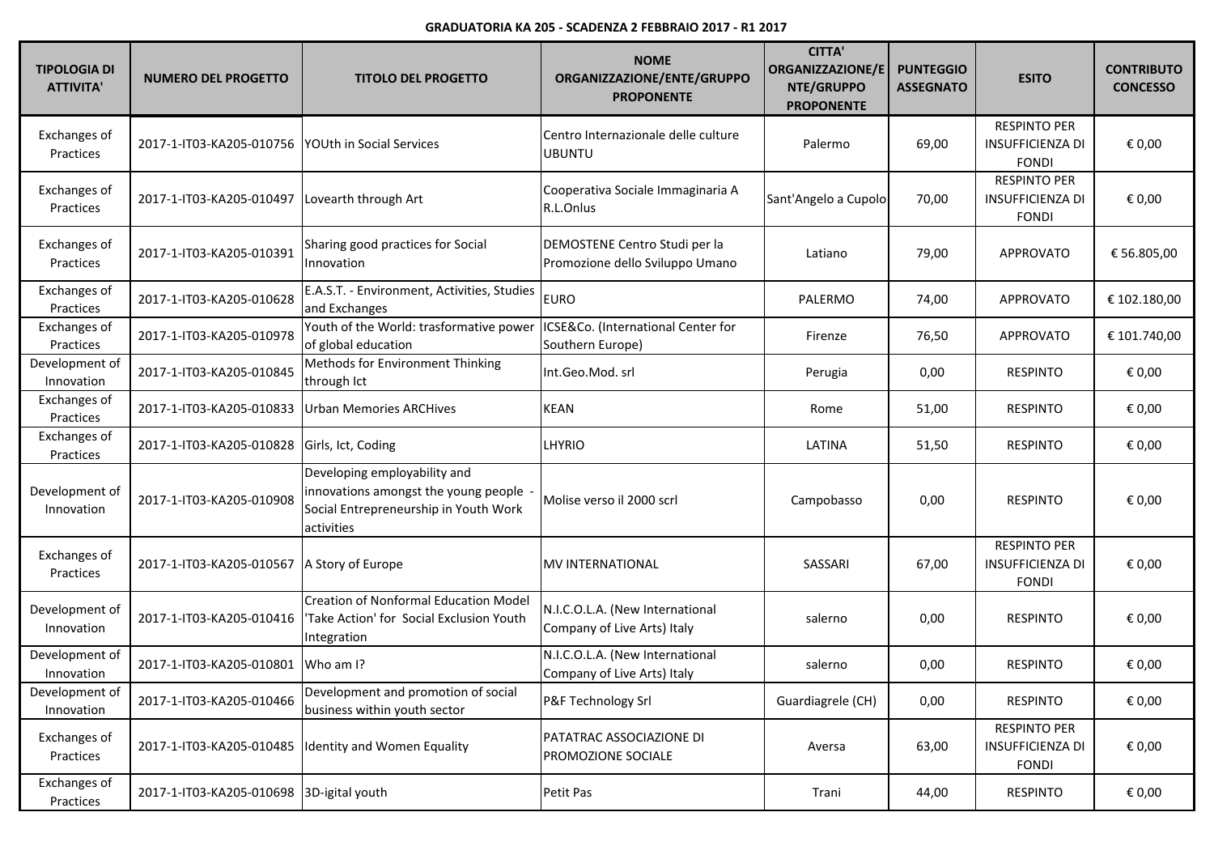**GRADUATORIA KA 205 - SCADENZA 2 FEBBRAIO 2017 - R1 2017**

| TIPOLOGIA DI ATTIVITA' | NUMERO DEL PROGETTO | TITOLO DEL PROGETTO | NOME ORGANIZZAZIONE/ENTE/GRUPPO PROPONENTE | CITTA' ORGANIZZAZIONE/ENTE/GRUPPO PROPONENTE | PUNTEGGIO ASSEGNATO | ESITO | CONTRIBUTO CONCESSO |
|---|---|---|---|---|---|---|---|
| Exchanges of Practices | 2017-1-IT03-KA205-010756 | YOUth in Social Services | Centro Internazionale delle culture UBUNTU | Palermo | 69,00 | RESPINTO PER INSUFFICIENZA DI FONDI | € 0,00 |
| Exchanges of Practices | 2017-1-IT03-KA205-010497 | Lovearth through Art | Cooperativa Sociale Immaginaria A R.L.Onlus | Sant'Angelo a Cupolo | 70,00 | RESPINTO PER INSUFFICIENZA DI FONDI | € 0,00 |
| Exchanges of Practices | 2017-1-IT03-KA205-010391 | Sharing good practices for Social Innovation | DEMOSTENE Centro Studi per la Promozione dello Sviluppo Umano | Latiano | 79,00 | APPROVATO | € 56.805,00 |
| Exchanges of Practices | 2017-1-IT03-KA205-010628 | E.A.S.T. - Environment, Activities, Studies and Exchanges | EURO | PALERMO | 74,00 | APPROVATO | € 102.180,00 |
| Exchanges of Practices | 2017-1-IT03-KA205-010978 | Youth of the World: trasformative power of global education | ICSE&Co. (International Center for Southern Europe) | Firenze | 76,50 | APPROVATO | € 101.740,00 |
| Development of Innovation | 2017-1-IT03-KA205-010845 | Methods for Environment Thinking through Ict | Int.Geo.Mod. srl | Perugia | 0,00 | RESPINTO | € 0,00 |
| Exchanges of Practices | 2017-1-IT03-KA205-010833 | Urban Memories ARCHives | KEAN | Rome | 51,00 | RESPINTO | € 0,00 |
| Exchanges of Practices | 2017-1-IT03-KA205-010828 | Girls, Ict, Coding | LHYRIO | LATINA | 51,50 | RESPINTO | € 0,00 |
| Development of Innovation | 2017-1-IT03-KA205-010908 | Developing employability and innovations amongst the young people - Social Entrepreneurship in Youth Work activities | Molise verso il 2000 scrl | Campobasso | 0,00 | RESPINTO | € 0,00 |
| Exchanges of Practices | 2017-1-IT03-KA205-010567 | A Story of Europe | MV INTERNATIONAL | SASSARI | 67,00 | RESPINTO PER INSUFFICIENZA DI FONDI | € 0,00 |
| Development of Innovation | 2017-1-IT03-KA205-010416 | Creation of Nonformal Education Model 'Take Action' for Social Exclusion Youth Integration | N.I.C.O.L.A. (New International Company of Live Arts) Italy | salerno | 0,00 | RESPINTO | € 0,00 |
| Development of Innovation | 2017-1-IT03-KA205-010801 | Who am I? | N.I.C.O.L.A. (New International Company of Live Arts) Italy | salerno | 0,00 | RESPINTO | € 0,00 |
| Development of Innovation | 2017-1-IT03-KA205-010466 | Development and promotion of social business within youth sector | P&F Technology Srl | Guardiagrele (CH) | 0,00 | RESPINTO | € 0,00 |
| Exchanges of Practices | 2017-1-IT03-KA205-010485 | Identity and Women Equality | PATATRAC ASSOCIAZIONE DI PROMOZIONE SOCIALE | Aversa | 63,00 | RESPINTO PER INSUFFICIENZA DI FONDI | € 0,00 |
| Exchanges of Practices | 2017-1-IT03-KA205-010698 | 3D-igital youth | Petit Pas | Trani | 44,00 | RESPINTO | € 0,00 |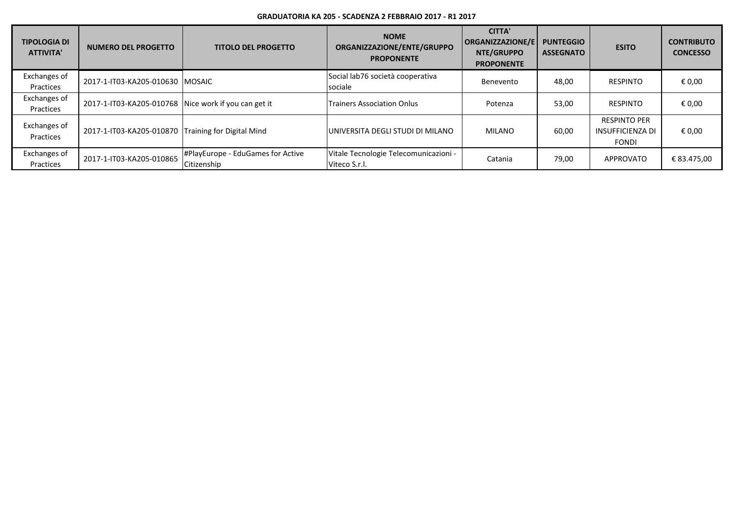**GRADUATORIA KA 205 - SCADENZA 2 FEBBRAIO 2017 - R1 2017**

| TIPOLOGIA DI ATTIVITA' | NUMERO DEL PROGETTO | TITOLO DEL PROGETTO | NOME ORGANIZZAZIONE/ENTE/GRUPPO PROPONENTE | CITTA' ORGANIZZAZIONE/ENTE/GRUPPO PROPONENTE | PUNTEGGIO ASSEGNATO | ESITO | CONTRIBUTO CONCESSO |
|---|---|---|---|---|---|---|---|
| Exchanges of Practices | 2017-1-IT03-KA205-010630 | MOSAIC | Social lab76 società cooperativa sociale | Benevento | 48,00 | RESPINTO | € 0,00 |
| Exchanges of Practices | 2017-1-IT03-KA205-010768 | Nice work if you can get it | Trainers Association Onlus | Potenza | 53,00 | RESPINTO | € 0,00 |
| Exchanges of Practices | 2017-1-IT03-KA205-010870 | Training for Digital Mind | UNIVERSITA DEGLI STUDI DI MILANO | MILANO | 60,00 | RESPINTO PER INSUFFICIENZA DI FONDI | € 0,00 |
| Exchanges of Practices | 2017-1-IT03-KA205-010865 | #PlayEurope - EduGames for Active Citizenship | Vitale Tecnologie Telecomunicazioni - Viteco S.r.l. | Catania | 79,00 | APPROVATO | € 83.475,00 |